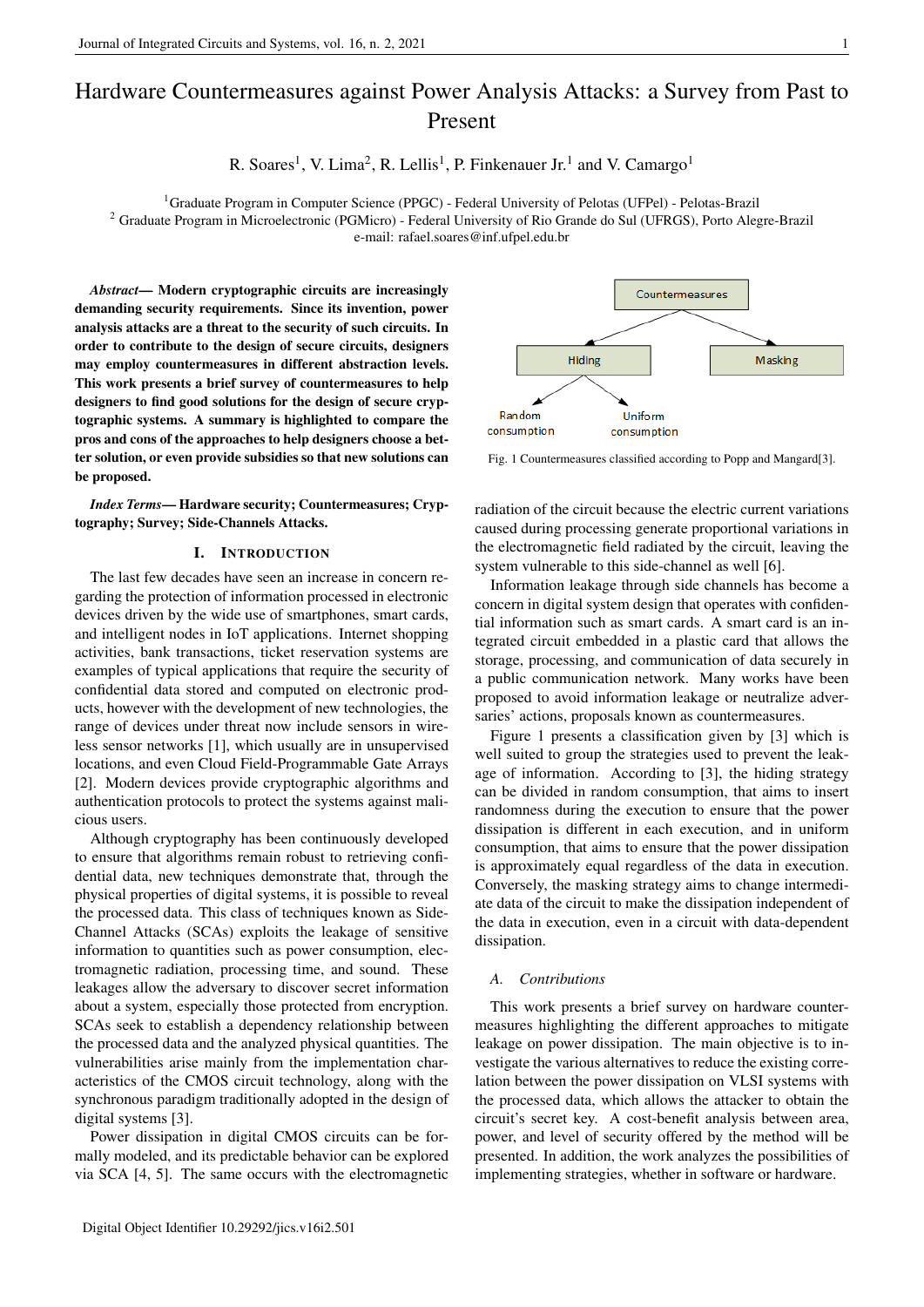# Hardware Countermeasures against Power Analysis Attacks: a Survey from Past to Present

R. Soares[1], V. Lima[2], R. Lellis[1], P. Finkenauer Jr.[1] and V. Camargo[1]

[1]Graduate Program in Computer Science (PPGC) - Federal University of Pelotas (UFPel) - Pelotas-Brazil
[2] Graduate Program in Microelectronic (PGMicro) - Federal University of Rio Grande do Sul (UFRGS), Porto Alegre-Brazil
e-mail: rafael.soares@inf.ufpel.edu.br

***Abstract*— Modern cryptographic circuits are increasingly demanding security requirements. Since its invention, power analysis attacks are a threat to the security of such circuits. In order to contribute to the design of secure circuits, designers may employ countermeasures in different abstraction levels. This work presents a brief survey of countermeasures to help designers to find good solutions for the design of secure cryptographic systems. A summary is highlighted to compare the pros and cons of the approaches to help designers choose a better solution, or even provide subsidies so that new solutions can be proposed.**

***Index Terms*— Hardware security; Countermeasures; Cryptography; Survey; Side-Channels Attacks.**

## I. Introduction

The last few decades have seen an increase in concern regarding the protection of information processed in electronic devices driven by the wide use of smartphones, smart cards, and intelligent nodes in IoT applications. Internet shopping activities, bank transactions, ticket reservation systems are examples of typical applications that require the security of confidential data stored and computed on electronic products, however with the development of new technologies, the range of devices under threat now include sensors in wireless sensor networks [1], which usually are in unsupervised locations, and even Cloud Field-Programmable Gate Arrays [2]. Modern devices provide cryptographic algorithms and authentication protocols to protect the systems against malicious users.

Although cryptography has been continuously developed to ensure that algorithms remain robust to retrieving confidential data, new techniques demonstrate that, through the physical properties of digital systems, it is possible to reveal the processed data. This class of techniques known as Side-Channel Attacks (SCAs) exploits the leakage of sensitive information to quantities such as power consumption, electromagnetic radiation, processing time, and sound. These leakages allow the adversary to discover secret information about a system, especially those protected from encryption. SCAs seek to establish a dependency relationship between the processed data and the analyzed physical quantities. The vulnerabilities arise mainly from the implementation characteristics of the CMOS circuit technology, along with the synchronous paradigm traditionally adopted in the design of digital systems [3].

Power dissipation in digital CMOS circuits can be formally modeled, and its predictable behavior can be explored via SCA [4, 5]. The same occurs with the electromagnetic radiation of the circuit because the electric current variations caused during processing generate proportional variations in the electromagnetic field radiated by the circuit, leaving the system vulnerable to this side-channel as well [6].

Information leakage through side channels has become a concern in digital system design that operates with confidential information such as smart cards. A smart card is an integrated circuit embedded in a plastic card that allows the storage, processing, and communication of data securely in a public communication network. Many works have been proposed to avoid information leakage or neutralize adversaries' actions, proposals known as countermeasures.

Countermeasures
- Hiding
  - Random consumption
  - Uniform consumption
- Masking

Fig. 1 Countermeasures classified according to Popp and Mangard[3].

Figure 1 presents a classification given by [3] which is well suited to group the strategies used to prevent the leakage of information. According to [3], the hiding strategy can be divided in random consumption, that aims to insert randomness during the execution to ensure that the power dissipation is different in each execution, and in uniform consumption, that aims to ensure that the power dissipation is approximately equal regardless of the data in execution. Conversely, the masking strategy aims to change intermediate data of the circuit to make the dissipation independent of the data in execution, even in a circuit with data-dependent dissipation.

### A. Contributions

This work presents a brief survey on hardware countermeasures highlighting the different approaches to mitigate leakage on power dissipation. The main objective is to investigate the various alternatives to reduce the existing correlation between the power dissipation on VLSI systems with the processed data, which allows the attacker to obtain the circuit's secret key. A cost-benefit analysis between area, power, and level of security offered by the method will be presented. In addition, the work analyzes the possibilities of implementing strategies, whether in software or hardware.

Digital Object Identifier 10.29292/jics.v16i2.501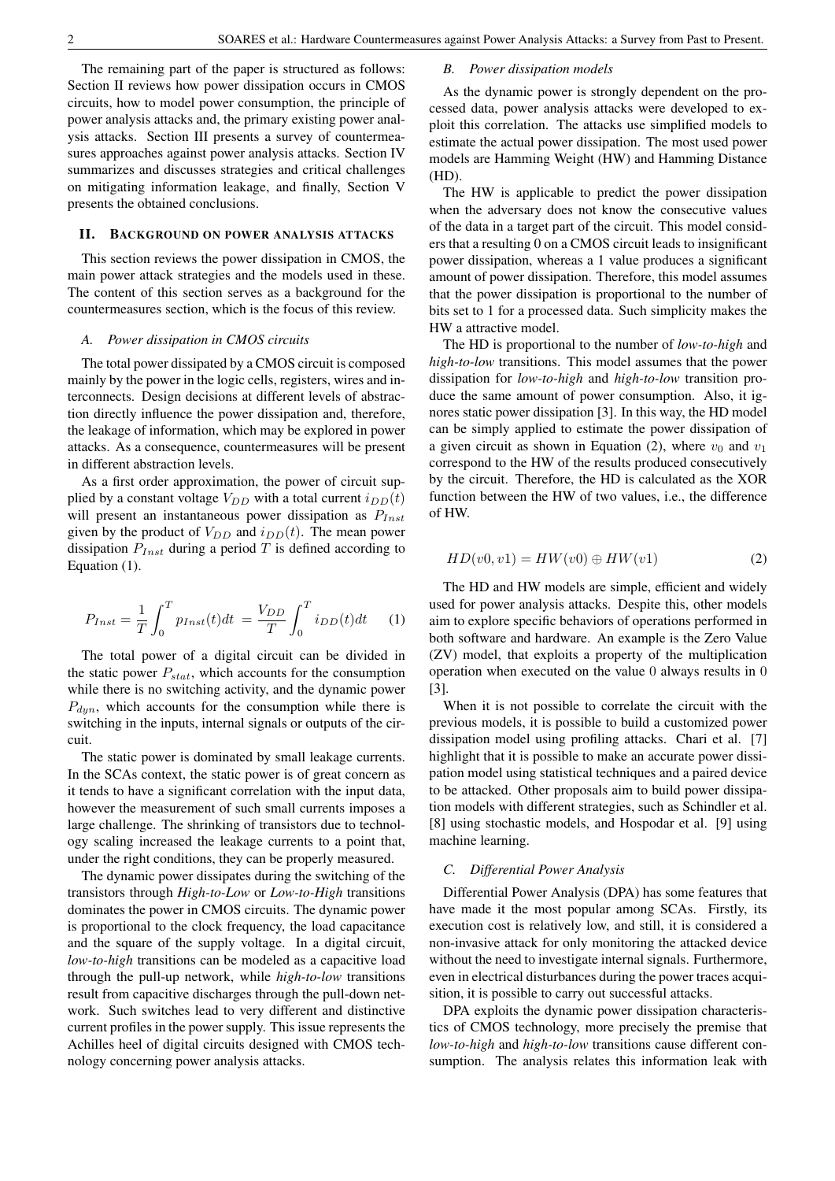The remaining part of the paper is structured as follows: Section II reviews how power dissipation occurs in CMOS circuits, how to model power consumption, the principle of power analysis attacks and, the primary existing power analysis attacks. Section III presents a survey of countermeasures approaches against power analysis attacks. Section IV summarizes and discusses strategies and critical challenges on mitigating information leakage, and finally, Section V presents the obtained conclusions.

## II. BACKGROUND ON POWER ANALYSIS ATTACKS

This section reviews the power dissipation in CMOS, the main power attack strategies and the models used in these. The content of this section serves as a background for the countermeasures section, which is the focus of this review.

### A. Power dissipation in CMOS circuits

The total power dissipated by a CMOS circuit is composed mainly by the power in the logic cells, registers, wires and interconnects. Design decisions at different levels of abstraction directly influence the power dissipation and, therefore, the leakage of information, which may be explored in power attacks. As a consequence, countermeasures will be present in different abstraction levels.

As a first order approximation, the power of circuit supplied by a constant voltage $V_{DD}$ with a total current $i_{DD}(t)$ will present an instantaneous power dissipation as $P_{Inst}$ given by the product of $V_{DD}$ and $i_{DD}(t)$. The mean power dissipation $P_{Inst}$ during a period $T$ is defined according to Equation (1).

$$P_{Inst} = \frac{1}{T}\int_0^T p_{Inst}(t)dt \; = \frac{V_{DD}}{T}\int_0^T i_{DD}(t)dt \qquad (1)$$

The total power of a digital circuit can be divided in the static power $P_{stat}$, which accounts for the consumption while there is no switching activity, and the dynamic power $P_{dyn}$, which accounts for the consumption while there is switching in the inputs, internal signals or outputs of the circuit.

The static power is dominated by small leakage currents. In the SCAs context, the static power is of great concern as it tends to have a significant correlation with the input data, however the measurement of such small currents imposes a large challenge. The shrinking of transistors due to technology scaling increased the leakage currents to a point that, under the right conditions, they can be properly measured.

The dynamic power dissipates during the switching of the transistors through *High-to-Low* or *Low-to-High* transitions dominates the power in CMOS circuits. The dynamic power is proportional to the clock frequency, the load capacitance and the square of the supply voltage. In a digital circuit, *low-to-high* transitions can be modeled as a capacitive load through the pull-up network, while *high-to-low* transitions result from capacitive discharges through the pull-down network. Such switches lead to very different and distinctive current profiles in the power supply. This issue represents the Achilles heel of digital circuits designed with CMOS technology concerning power analysis attacks.

### B. Power dissipation models

As the dynamic power is strongly dependent on the processed data, power analysis attacks were developed to exploit this correlation. The attacks use simplified models to estimate the actual power dissipation. The most used power models are Hamming Weight (HW) and Hamming Distance (HD).

The HW is applicable to predict the power dissipation when the adversary does not know the consecutive values of the data in a target part of the circuit. This model considers that a resulting 0 on a CMOS circuit leads to insignificant power dissipation, whereas a 1 value produces a significant amount of power dissipation. Therefore, this model assumes that the power dissipation is proportional to the number of bits set to 1 for a processed data. Such simplicity makes the HW a attractive model.

The HD is proportional to the number of *low-to-high* and *high-to-low* transitions. This model assumes that the power dissipation for *low-to-high* and *high-to-low* transition produce the same amount of power consumption. Also, it ignores static power dissipation [3]. In this way, the HD model can be simply applied to estimate the power dissipation of a given circuit as shown in Equation (2), where $v_0$ and $v_1$ correspond to the HW of the results produced consecutively by the circuit. Therefore, the HD is calculated as the XOR function between the HW of two values, i.e., the difference of HW.

$$HD(v0, v1) = HW(v0) \oplus HW(v1) \qquad (2)$$

The HD and HW models are simple, efficient and widely used for power analysis attacks. Despite this, other models aim to explore specific behaviors of operations performed in both software and hardware. An example is the Zero Value (ZV) model, that exploits a property of the multiplication operation when executed on the value 0 always results in 0 [3].

When it is not possible to correlate the circuit with the previous models, it is possible to build a customized power dissipation model using profiling attacks. Chari et al. [7] highlight that it is possible to make an accurate power dissipation model using statistical techniques and a paired device to be attacked. Other proposals aim to build power dissipation models with different strategies, such as Schindler et al. [8] using stochastic models, and Hospodar et al. [9] using machine learning.

### C. Differential Power Analysis

Differential Power Analysis (DPA) has some features that have made it the most popular among SCAs. Firstly, its execution cost is relatively low, and still, it is considered a non-invasive attack for only monitoring the attacked device without the need to investigate internal signals. Furthermore, even in electrical disturbances during the power traces acquisition, it is possible to carry out successful attacks.

DPA exploits the dynamic power dissipation characteristics of CMOS technology, more precisely the premise that *low-to-high* and *high-to-low* transitions cause different consumption. The analysis relates this information leak with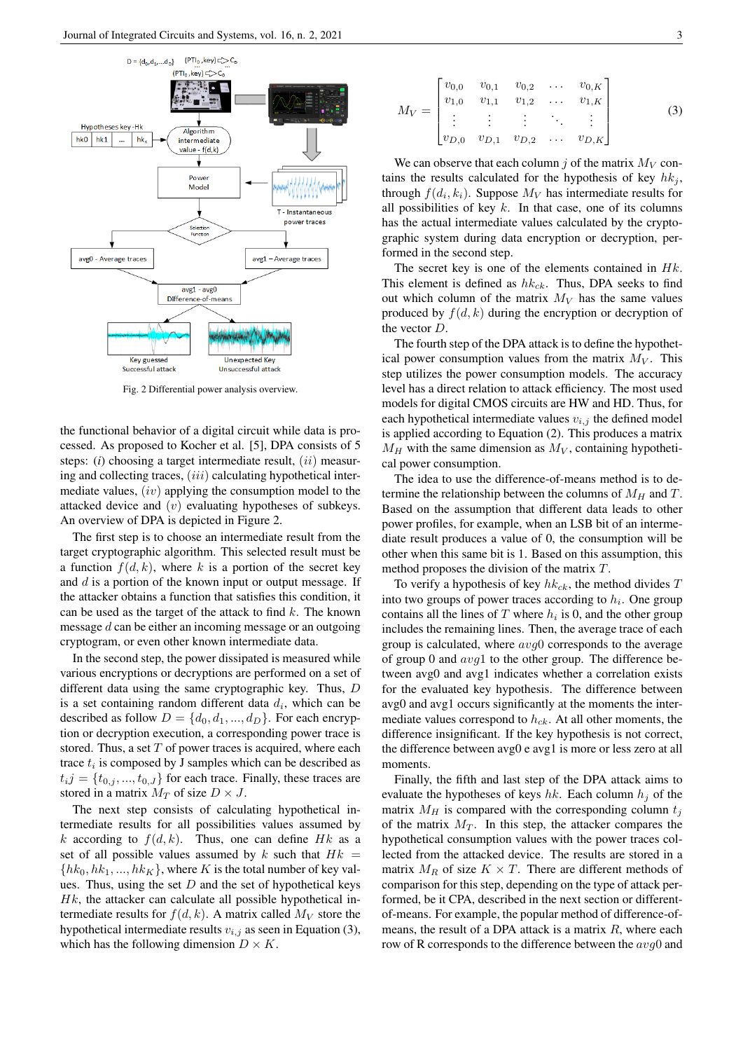Fig. 2 Differential power analysis overview.

the functional behavior of a digital circuit while data is processed. As proposed to Kocher et al. [5], DPA consists of 5 steps: $(i)$ choosing a target intermediate result, $(ii)$ measuring and collecting traces, $(iii)$ calculating hypothetical intermediate values, $(iv)$ applying the consumption model to the attacked device and $(v)$ evaluating hypotheses of subkeys. An overview of DPA is depicted in Figure 2.

The first step is to choose an intermediate result from the target cryptographic algorithm. This selected result must be a function $f(d, k)$, where $k$ is a portion of the secret key and $d$ is a portion of the known input or output message. If the attacker obtains a function that satisfies this condition, it can be used as the target of the attack to find $k$. The known message $d$ can be either an incoming message or an outgoing cryptogram, or even other known intermediate data.

In the second step, the power dissipated is measured while various encryptions or decryptions are performed on a set of different data using the same cryptographic key. Thus, $D$ is a set containing random different data $d_i$, which can be described as follow $D = \{d_0, d_1, ..., d_D\}$. For each encryption or decryption execution, a corresponding power trace is stored. Thus, a set $T$ of power traces is acquired, where each trace $t_i$ is composed by J samples which can be described as $t_{ij} = \{t_{0,j}, ..., t_{0,J}\}$ for each trace. Finally, these traces are stored in a matrix $M_T$ of size $D \times J$.

The next step consists of calculating hypothetical intermediate results for all possibilities values assumed by $k$ according to $f(d, k)$. Thus, one can define $Hk$ as a set of all possible values assumed by $k$ such that $Hk = \{hk_0, hk_1, ..., hk_K\}$, where $K$ is the total number of key values. Thus, using the set $D$ and the set of hypothetical keys $Hk$, the attacker can calculate all possible hypothetical intermediate results for $f(d, k)$. A matrix called $M_V$ store the hypothetical intermediate results $v_{i,j}$ as seen in Equation (3), which has the following dimension $D \times K$.

$$M_V = \begin{bmatrix} v_{0,0} & v_{0,1} & v_{0,2} & \dots & v_{0,K} \\ v_{1,0} & v_{1,1} & v_{1,2} & \dots & v_{1,K} \\ \vdots & \vdots & \vdots & \ddots & \vdots \\ v_{D,0} & v_{D,1} & v_{D,2} & \dots & v_{D,K} \end{bmatrix} \quad (3)$$

We can observe that each column $j$ of the matrix $M_V$ contains the results calculated for the hypothesis of key $hk_j$, through $f(d_i, k_i)$. Suppose $M_V$ has intermediate results for all possibilities of key $k$. In that case, one of its columns has the actual intermediate values calculated by the cryptographic system during data encryption or decryption, performed in the second step.

The secret key is one of the elements contained in $Hk$. This element is defined as $hk_{ck}$. Thus, DPA seeks to find out which column of the matrix $M_V$ has the same values produced by $f(d, k)$ during the encryption or decryption of the vector $D$.

The fourth step of the DPA attack is to define the hypothetical power consumption values from the matrix $M_V$. This step utilizes the power consumption models. The accuracy level has a direct relation to attack efficiency. The most used models for digital CMOS circuits are HW and HD. Thus, for each hypothetical intermediate values $v_{i,j}$ the defined model is applied according to Equation (2). This produces a matrix $M_H$ with the same dimension as $M_V$, containing hypothetical power consumption.

The idea to use the difference-of-means method is to determine the relationship between the columns of $M_H$ and $T$. Based on the assumption that different data leads to other power profiles, for example, when an LSB bit of an intermediate result produces a value of 0, the consumption will be other when this same bit is 1. Based on this assumption, this method proposes the division of the matrix $T$.

To verify a hypothesis of key $hk_{ck}$, the method divides $T$ into two groups of power traces according to $h_i$. One group contains all the lines of $T$ where $h_i$ is 0, and the other group includes the remaining lines. Then, the average trace of each group is calculated, where $avg0$ corresponds to the average of group 0 and $avg1$ to the other group. The difference between avg0 and avg1 indicates whether a correlation exists for the evaluated key hypothesis. The difference between avg0 and avg1 occurs significantly at the moments the intermediate values correspond to $h_{ck}$. At all other moments, the difference insignificant. If the key hypothesis is not correct, the difference between avg0 e avg1 is more or less zero at all moments.

Finally, the fifth and last step of the DPA attack aims to evaluate the hypotheses of keys $hk$. Each column $h_j$ of the matrix $M_H$ is compared with the corresponding column $t_j$ of the matrix $M_T$. In this step, the attacker compares the hypothetical consumption values with the power traces collected from the attacked device. The results are stored in a matrix $M_R$ of size $K \times T$. There are different methods of comparison for this step, depending on the type of attack performed, be it CPA, described in the next section or different-of-means. For example, the popular method of difference-of-means, the result of a DPA attack is a matrix $R$, where each row of R corresponds to the difference between the $avg0$ and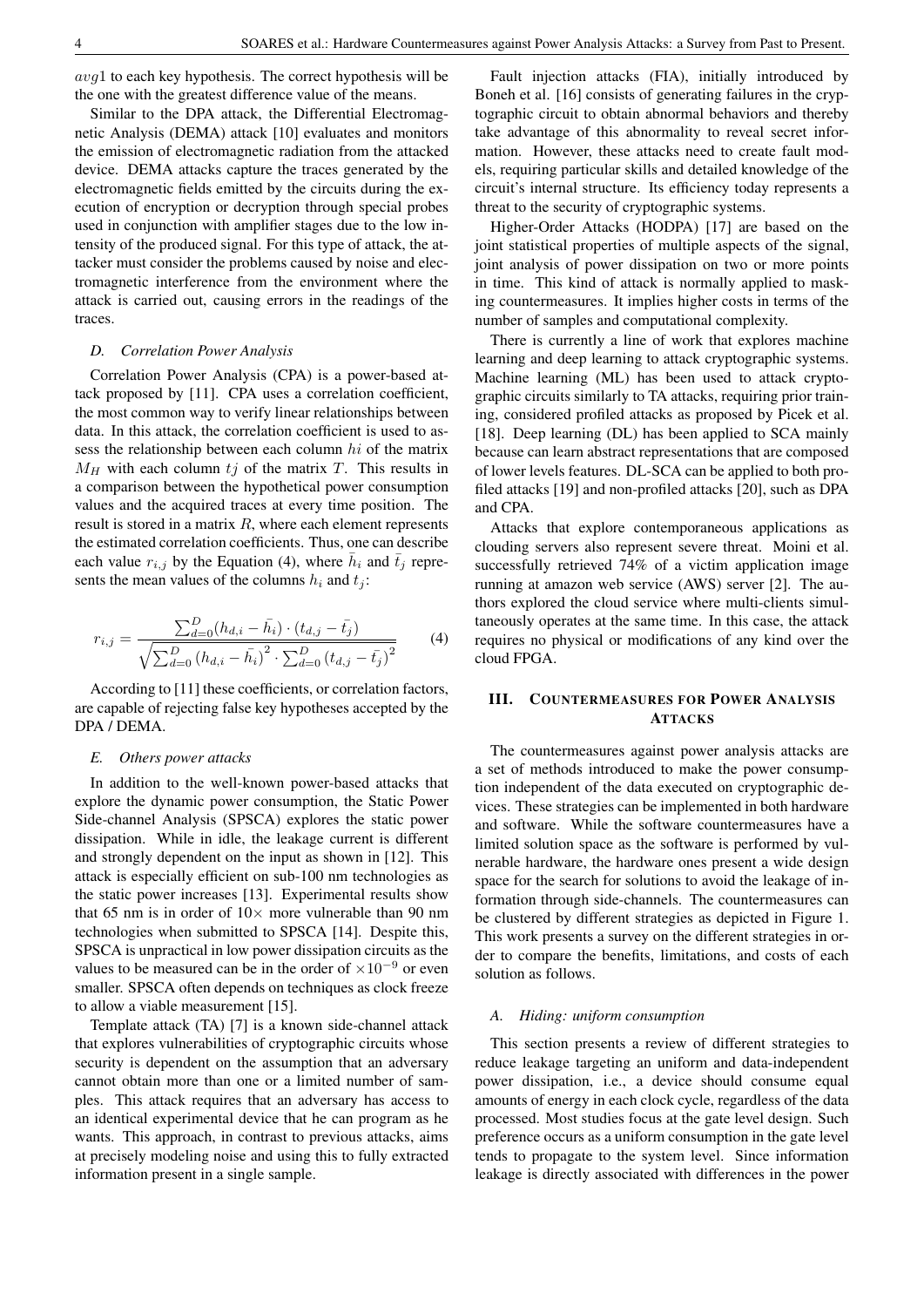$avg1$ to each key hypothesis. The correct hypothesis will be the one with the greatest difference value of the means.

Similar to the DPA attack, the Differential Electromagnetic Analysis (DEMA) attack [10] evaluates and monitors the emission of electromagnetic radiation from the attacked device. DEMA attacks capture the traces generated by the electromagnetic fields emitted by the circuits during the execution of encryption or decryption through special probes used in conjunction with amplifier stages due to the low intensity of the produced signal. For this type of attack, the attacker must consider the problems caused by noise and electromagnetic interference from the environment where the attack is carried out, causing errors in the readings of the traces.

### *D. Correlation Power Analysis*

Correlation Power Analysis (CPA) is a power-based attack proposed by [11]. CPA uses a correlation coefficient, the most common way to verify linear relationships between data. In this attack, the correlation coefficient is used to assess the relationship between each column $hi$ of the matrix $M_H$ with each column $tj$ of the matrix $T$. This results in a comparison between the hypothetical power consumption values and the acquired traces at every time position. The result is stored in a matrix $R$, where each element represents the estimated correlation coefficients. Thus, one can describe each value $r_{i,j}$ by the Equation (4), where $\bar{h}_i$ and $\bar{t}_j$ represents the mean values of the columns $h_i$ and $t_j$:

$$r_{i,j} = \frac{\sum_{d=0}^{D}(h_{d,i} - \bar{h_i}) \cdot (t_{d,j} - \bar{t_j})}{\sqrt{\sum_{d=0}^{D}\left(h_{d,i} - \bar{h_i}\right)^2 \cdot \sum_{d=0}^{D}\left(t_{d,j} - \bar{t_j}\right)^2}} \qquad (4)$$

According to [11] these coefficients, or correlation factors, are capable of rejecting false key hypotheses accepted by the DPA / DEMA.

### *E. Others power attacks*

In addition to the well-known power-based attacks that explore the dynamic power consumption, the Static Power Side-channel Analysis (SPSCA) explores the static power dissipation. While in idle, the leakage current is different and strongly dependent on the input as shown in [12]. This attack is especially efficient on sub-100 nm technologies as the static power increases [13]. Experimental results show that 65 nm is in order of $10\times$ more vulnerable than 90 nm technologies when submitted to SPSCA [14]. Despite this, SPSCA is unpractical in low power dissipation circuits as the values to be measured can be in the order of $\times 10^{-9}$ or even smaller. SPSCA often depends on techniques as clock freeze to allow a viable measurement [15].

Template attack (TA) [7] is a known side-channel attack that explores vulnerabilities of cryptographic circuits whose security is dependent on the assumption that an adversary cannot obtain more than one or a limited number of samples. This attack requires that an adversary has access to an identical experimental device that he can program as he wants. This approach, in contrast to previous attacks, aims at precisely modeling noise and using this to fully extracted information present in a single sample.

Fault injection attacks (FIA), initially introduced by Boneh et al. [16] consists of generating failures in the cryptographic circuit to obtain abnormal behaviors and thereby take advantage of this abnormality to reveal secret information. However, these attacks need to create fault models, requiring particular skills and detailed knowledge of the circuit's internal structure. Its efficiency today represents a threat to the security of cryptographic systems.

Higher-Order Attacks (HODPA) [17] are based on the joint statistical properties of multiple aspects of the signal, joint analysis of power dissipation on two or more points in time. This kind of attack is normally applied to masking countermeasures. It implies higher costs in terms of the number of samples and computational complexity.

There is currently a line of work that explores machine learning and deep learning to attack cryptographic systems. Machine learning (ML) has been used to attack cryptographic circuits similarly to TA attacks, requiring prior training, considered profiled attacks as proposed by Picek et al. [18]. Deep learning (DL) has been applied to SCA mainly because can learn abstract representations that are composed of lower levels features. DL-SCA can be applied to both profiled attacks [19] and non-profiled attacks [20], such as DPA and CPA.

Attacks that explore contemporaneous applications as clouding servers also represent severe threat. Moini et al. successfully retrieved 74% of a victim application image running at amazon web service (AWS) server [2]. The authors explored the cloud service where multi-clients simultaneously operates at the same time. In this case, the attack requires no physical or modifications of any kind over the cloud FPGA.

## III. Countermeasures for Power Analysis Attacks

The countermeasures against power analysis attacks are a set of methods introduced to make the power consumption independent of the data executed on cryptographic devices. These strategies can be implemented in both hardware and software. While the software countermeasures have a limited solution space as the software is performed by vulnerable hardware, the hardware ones present a wide design space for the search for solutions to avoid the leakage of information through side-channels. The countermeasures can be clustered by different strategies as depicted in Figure 1. This work presents a survey on the different strategies in order to compare the benefits, limitations, and costs of each solution as follows.

### *A. Hiding: uniform consumption*

This section presents a review of different strategies to reduce leakage targeting an uniform and data-independent power dissipation, i.e., a device should consume equal amounts of energy in each clock cycle, regardless of the data processed. Most studies focus at the gate level design. Such preference occurs as a uniform consumption in the gate level tends to propagate to the system level. Since information leakage is directly associated with differences in the power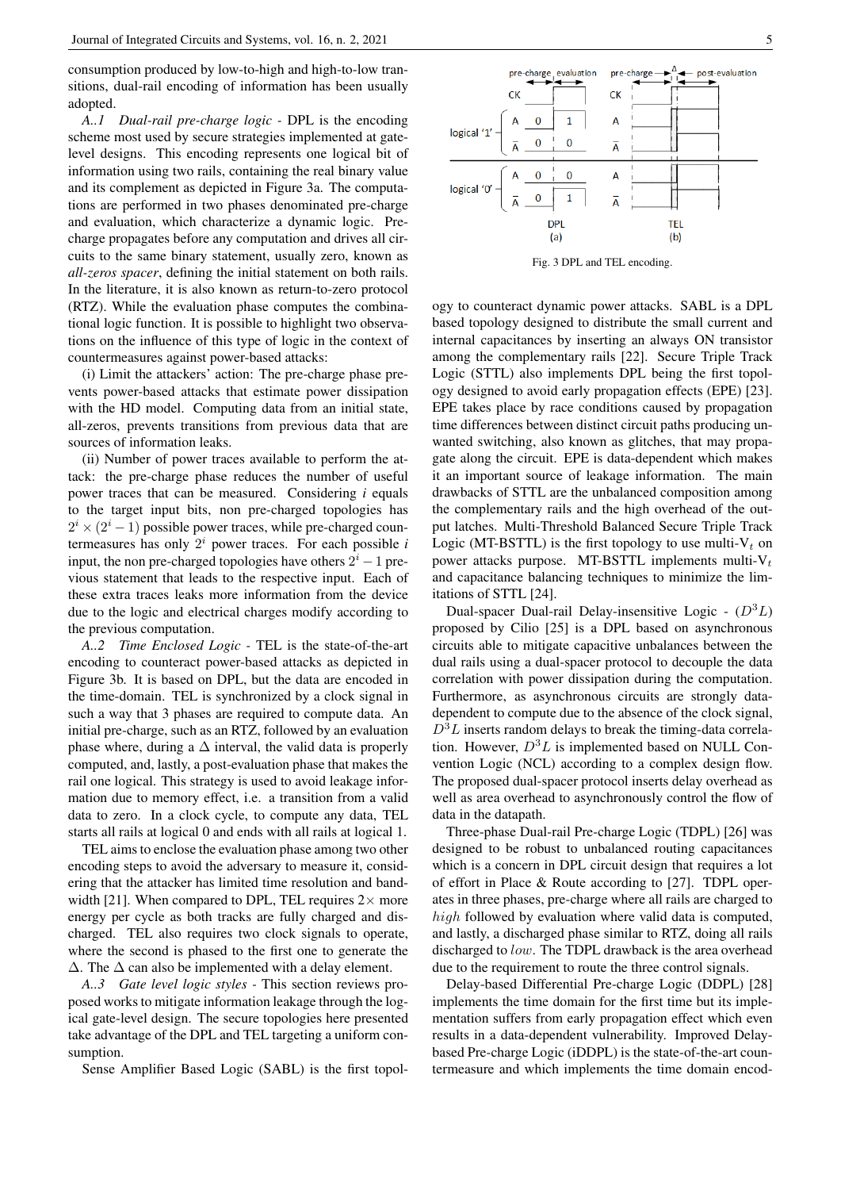consumption produced by low-to-high and high-to-low transitions, dual-rail encoding of information has been usually adopted.

*A..1 Dual-rail pre-charge logic* - DPL is the encoding scheme most used by secure strategies implemented at gate-level designs. This encoding represents one logical bit of information using two rails, containing the real binary value and its complement as depicted in Figure 3a. The computations are performed in two phases denominated pre-charge and evaluation, which characterize a dynamic logic. Pre-charge propagates before any computation and drives all circuits to the same binary statement, usually zero, known as *all-zeros spacer*, defining the initial statement on both rails. In the literature, it is also known as return-to-zero protocol (RTZ). While the evaluation phase computes the combinational logic function. It is possible to highlight two observations on the influence of this type of logic in the context of countermeasures against power-based attacks:

(i) Limit the attackers' action: The pre-charge phase prevents power-based attacks that estimate power dissipation with the HD model. Computing data from an initial state, all-zeros, prevents transitions from previous data that are sources of information leaks.

(ii) Number of power traces available to perform the attack: the pre-charge phase reduces the number of useful power traces that can be measured. Considering $i$ equals to the target input bits, non pre-charged topologies has $2^i \times (2^i - 1)$ possible power traces, while pre-charged countermeasures has only $2^i$ power traces. For each possible $i$ input, the non pre-charged topologies have others $2^i - 1$ previous statement that leads to the respective input. Each of these extra traces leaks more information from the device due to the logic and electrical charges modify according to the previous computation.

*A..2 Time Enclosed Logic* - TEL is the state-of-the-art encoding to counteract power-based attacks as depicted in Figure 3b. It is based on DPL, but the data are encoded in the time-domain. TEL is synchronized by a clock signal in such a way that 3 phases are required to compute data. An initial pre-charge, such as an RTZ, followed by an evaluation phase where, during a $\Delta$ interval, the valid data is properly computed, and, lastly, a post-evaluation phase that makes the rail one logical. This strategy is used to avoid leakage information due to memory effect, i.e. a transition from a valid data to zero. In a clock cycle, to compute any data, TEL starts all rails at logical 0 and ends with all rails at logical 1.

TEL aims to enclose the evaluation phase among two other encoding steps to avoid the adversary to measure it, considering that the attacker has limited time resolution and bandwidth [21]. When compared to DPL, TEL requires 2× more energy per cycle as both tracks are fully charged and discharged. TEL also requires two clock signals to operate, where the second is phased to the first one to generate the $\Delta$. The $\Delta$ can also be implemented with a delay element.

*A..3 Gate level logic styles* - This section reviews proposed works to mitigate information leakage through the logical gate-level design. The secure topologies here presented take advantage of the DPL and TEL targeting a uniform consumption.

Sense Amplifier Based Logic (SABL) is the first topology to counteract dynamic power attacks. SABL is a DPL based topology designed to distribute the small current and internal capacitances by inserting an always ON transistor among the complementary rails [22]. Secure Triple Track Logic (STTL) also implements DPL being the first topology designed to avoid early propagation effects (EPE) [23]. EPE takes place by race conditions caused by propagation time differences between distinct circuit paths producing unwanted switching, also known as glitches, that may propagate along the circuit. EPE is data-dependent which makes it an important source of leakage information. The main drawbacks of STTL are the unbalanced composition among the complementary rails and the high overhead of the output latches. Multi-Threshold Balanced Secure Triple Track Logic (MT-BSTTL) is the first topology to use multi-$V_t$ on power attacks purpose. MT-BSTTL implements multi-$V_t$ and capacitance balancing techniques to minimize the limitations of STTL [24].

Fig. 3 DPL and TEL encoding.

Dual-spacer Dual-rail Delay-insensitive Logic - ($D^3L$) proposed by Cilio [25] is a DPL based on asynchronous circuits able to mitigate capacitive unbalances between the dual rails using a dual-spacer protocol to decouple the data correlation with power dissipation during the computation. Furthermore, as asynchronous circuits are strongly data-dependent to compute due to the absence of the clock signal, $D^3L$ inserts random delays to break the timing-data correlation. However, $D^3L$ is implemented based on NULL Convention Logic (NCL) according to a complex design flow. The proposed dual-spacer protocol inserts delay overhead as well as area overhead to asynchronously control the flow of data in the datapath.

Three-phase Dual-rail Pre-charge Logic (TDPL) [26] was designed to be robust to unbalanced routing capacitances which is a concern in DPL circuit design that requires a lot of effort in Place & Route according to [27]. TDPL operates in three phases, pre-charge where all rails are charged to *high* followed by evaluation where valid data is computed, and lastly, a discharged phase similar to RTZ, doing all rails discharged to *low*. The TDPL drawback is the area overhead due to the requirement to route the three control signals.

Delay-based Differential Pre-charge Logic (DDPL) [28] implements the time domain for the first time but its implementation suffers from early propagation effect which even results in a data-dependent vulnerability. Improved Delay-based Pre-charge Logic (iDDPL) is the state-of-the-art countermeasure and which implements the time domain encod-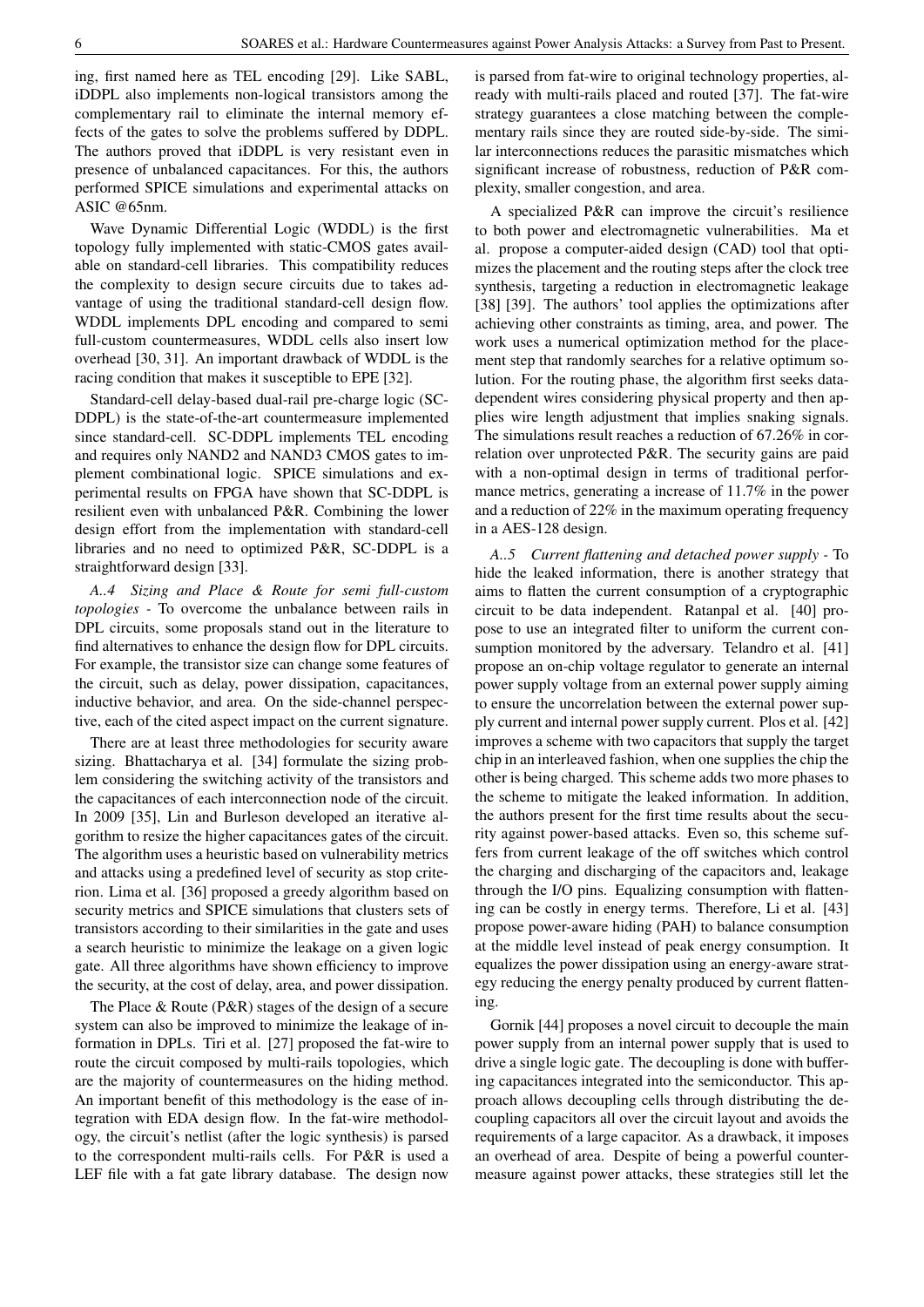ing, first named here as TEL encoding [29]. Like SABL, iDDPL also implements non-logical transistors among the complementary rail to eliminate the internal memory effects of the gates to solve the problems suffered by DDPL. The authors proved that iDDPL is very resistant even in presence of unbalanced capacitances. For this, the authors performed SPICE simulations and experimental attacks on ASIC @65nm.

Wave Dynamic Differential Logic (WDDL) is the first topology fully implemented with static-CMOS gates available on standard-cell libraries. This compatibility reduces the complexity to design secure circuits due to takes advantage of using the traditional standard-cell design flow. WDDL implements DPL encoding and compared to semi full-custom countermeasures, WDDL cells also insert low overhead [30, 31]. An important drawback of WDDL is the racing condition that makes it susceptible to EPE [32].

Standard-cell delay-based dual-rail pre-charge logic (SC-DDPL) is the state-of-the-art countermeasure implemented since standard-cell. SC-DDPL implements TEL encoding and requires only NAND2 and NAND3 CMOS gates to implement combinational logic. SPICE simulations and experimental results on FPGA have shown that SC-DDPL is resilient even with unbalanced P&R. Combining the lower design effort from the implementation with standard-cell libraries and no need to optimized P&R, SC-DDPL is a straightforward design [33].

*A..4 Sizing and Place & Route for semi full-custom topologies* - To overcome the unbalance between rails in DPL circuits, some proposals stand out in the literature to find alternatives to enhance the design flow for DPL circuits. For example, the transistor size can change some features of the circuit, such as delay, power dissipation, capacitances, inductive behavior, and area. On the side-channel perspective, each of the cited aspect impact on the current signature.

There are at least three methodologies for security aware sizing. Bhattacharya et al. [34] formulate the sizing problem considering the switching activity of the transistors and the capacitances of each interconnection node of the circuit. In 2009 [35], Lin and Burleson developed an iterative algorithm to resize the higher capacitances gates of the circuit. The algorithm uses a heuristic based on vulnerability metrics and attacks using a predefined level of security as stop criterion. Lima et al. [36] proposed a greedy algorithm based on security metrics and SPICE simulations that clusters sets of transistors according to their similarities in the gate and uses a search heuristic to minimize the leakage on a given logic gate. All three algorithms have shown efficiency to improve the security, at the cost of delay, area, and power dissipation.

The Place & Route (P&R) stages of the design of a secure system can also be improved to minimize the leakage of information in DPLs. Tiri et al. [27] proposed the fat-wire to route the circuit composed by multi-rails topologies, which are the majority of countermeasures on the hiding method. An important benefit of this methodology is the ease of integration with EDA design flow. In the fat-wire methodology, the circuit's netlist (after the logic synthesis) is parsed to the correspondent multi-rails cells. For P&R is used a LEF file with a fat gate library database. The design now is parsed from fat-wire to original technology properties, already with multi-rails placed and routed [37]. The fat-wire strategy guarantees a close matching between the complementary rails since they are routed side-by-side. The similar interconnections reduces the parasitic mismatches which significant increase of robustness, reduction of P&R complexity, smaller congestion, and area.

A specialized P&R can improve the circuit's resilience to both power and electromagnetic vulnerabilities. Ma et al. propose a computer-aided design (CAD) tool that optimizes the placement and the routing steps after the clock tree synthesis, targeting a reduction in electromagnetic leakage [38] [39]. The authors' tool applies the optimizations after achieving other constraints as timing, area, and power. The work uses a numerical optimization method for the placement step that randomly searches for a relative optimum solution. For the routing phase, the algorithm first seeks data-dependent wires considering physical property and then applies wire length adjustment that implies snaking signals. The simulations result reaches a reduction of 67.26% in correlation over unprotected P&R. The security gains are paid with a non-optimal design in terms of traditional performance metrics, generating a increase of 11.7% in the power and a reduction of 22% in the maximum operating frequency in a AES-128 design.

*A..5 Current flattening and detached power supply* - To hide the leaked information, there is another strategy that aims to flatten the current consumption of a cryptographic circuit to be data independent. Ratanpal et al. [40] propose to use an integrated filter to uniform the current consumption monitored by the adversary. Telandro et al. [41] propose an on-chip voltage regulator to generate an internal power supply voltage from an external power supply aiming to ensure the uncorrelation between the external power supply current and internal power supply current. Plos et al. [42] improves a scheme with two capacitors that supply the target chip in an interleaved fashion, when one supplies the chip the other is being charged. This scheme adds two more phases to the scheme to mitigate the leaked information. In addition, the authors present for the first time results about the security against power-based attacks. Even so, this scheme suffers from current leakage of the off switches which control the charging and discharging of the capacitors and, leakage through the I/O pins. Equalizing consumption with flattening can be costly in energy terms. Therefore, Li et al. [43] propose power-aware hiding (PAH) to balance consumption at the middle level instead of peak energy consumption. It equalizes the power dissipation using an energy-aware strategy reducing the energy penalty produced by current flattening.

Gornik [44] proposes a novel circuit to decouple the main power supply from an internal power supply that is used to drive a single logic gate. The decoupling is done with buffering capacitances integrated into the semiconductor. This approach allows decoupling cells through distributing the decoupling capacitors all over the circuit layout and avoids the requirements of a large capacitor. As a drawback, it imposes an overhead of area. Despite of being a powerful countermeasure against power attacks, these strategies still let the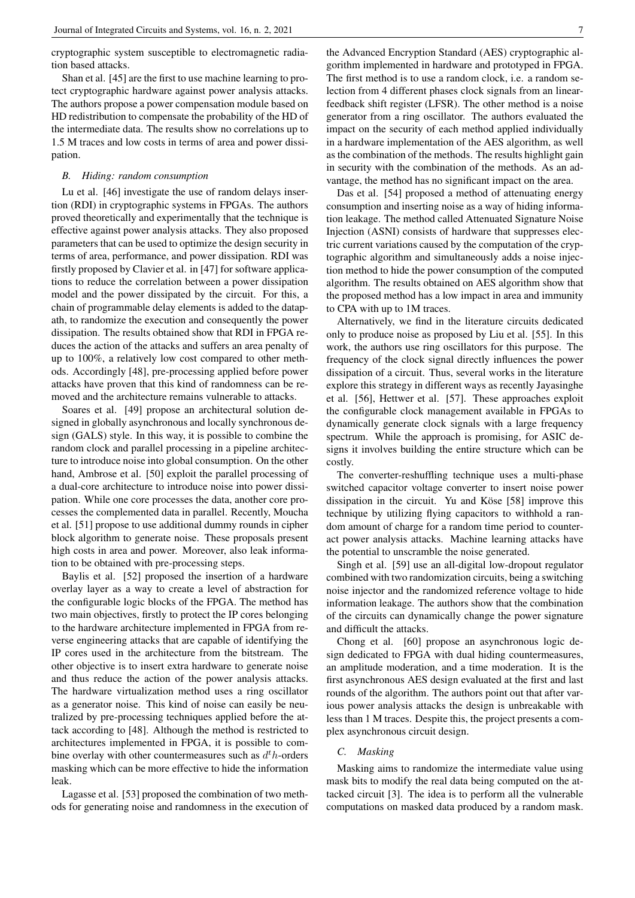cryptographic system susceptible to electromagnetic radiation based attacks.

Shan et al. [45] are the first to use machine learning to protect cryptographic hardware against power analysis attacks. The authors propose a power compensation module based on HD redistribution to compensate the probability of the HD of the intermediate data. The results show no correlations up to 1.5 M traces and low costs in terms of area and power dissipation.

### *B. Hiding: random consumption*

Lu et al. [46] investigate the use of random delays insertion (RDI) in cryptographic systems in FPGAs. The authors proved theoretically and experimentally that the technique is effective against power analysis attacks. They also proposed parameters that can be used to optimize the design security in terms of area, performance, and power dissipation. RDI was firstly proposed by Clavier et al. in [47] for software applications to reduce the correlation between a power dissipation model and the power dissipated by the circuit. For this, a chain of programmable delay elements is added to the datapath, to randomize the execution and consequently the power dissipation. The results obtained show that RDI in FPGA reduces the action of the attacks and suffers an area penalty of up to 100%, a relatively low cost compared to other methods. Accordingly [48], pre-processing applied before power attacks have proven that this kind of randomness can be removed and the architecture remains vulnerable to attacks.

Soares et al. [49] propose an architectural solution designed in globally asynchronous and locally synchronous design (GALS) style. In this way, it is possible to combine the random clock and parallel processing in a pipeline architecture to introduce noise into global consumption. On the other hand, Ambrose et al. [50] exploit the parallel processing of a dual-core architecture to introduce noise into power dissipation. While one core processes the data, another core processes the complemented data in parallel. Recently, Moucha et al. [51] propose to use additional dummy rounds in cipher block algorithm to generate noise. These proposals present high costs in area and power. Moreover, also leak information to be obtained with pre-processing steps.

Baylis et al. [52] proposed the insertion of a hardware overlay layer as a way to create a level of abstraction for the configurable logic blocks of the FPGA. The method has two main objectives, firstly to protect the IP cores belonging to the hardware architecture implemented in FPGA from reverse engineering attacks that are capable of identifying the IP cores used in the architecture from the bitstream. The other objective is to insert extra hardware to generate noise and thus reduce the action of the power analysis attacks. The hardware virtualization method uses a ring oscillator as a generator noise. This kind of noise can easily be neutralized by pre-processing techniques applied before the attack according to [48]. Although the method is restricted to architectures implemented in FPGA, it is possible to combine overlay with other countermeasures such as $d^th$-orders masking which can be more effective to hide the information leak.

Lagasse et al. [53] proposed the combination of two methods for generating noise and randomness in the execution of the Advanced Encryption Standard (AES) cryptographic algorithm implemented in hardware and prototyped in FPGA. The first method is to use a random clock, i.e. a random selection from 4 different phases clock signals from an linear-feedback shift register (LFSR). The other method is a noise generator from a ring oscillator. The authors evaluated the impact on the security of each method applied individually in a hardware implementation of the AES algorithm, as well as the combination of the methods. The results highlight gain in security with the combination of the methods. As an advantage, the method has no significant impact on the area.

Das et al. [54] proposed a method of attenuating energy consumption and inserting noise as a way of hiding information leakage. The method called Attenuated Signature Noise Injection (ASNI) consists of hardware that suppresses electric current variations caused by the computation of the cryptographic algorithm and simultaneously adds a noise injection method to hide the power consumption of the computed algorithm. The results obtained on AES algorithm show that the proposed method has a low impact in area and immunity to CPA with up to 1M traces.

Alternatively, we find in the literature circuits dedicated only to produce noise as proposed by Liu et al. [55]. In this work, the authors use ring oscillators for this purpose. The frequency of the clock signal directly influences the power dissipation of a circuit. Thus, several works in the literature explore this strategy in different ways as recently Jayasinghe et al. [56], Hettwer et al. [57]. These approaches exploit the configurable clock management available in FPGAs to dynamically generate clock signals with a large frequency spectrum. While the approach is promising, for ASIC designs it involves building the entire structure which can be costly.

The converter-reshuffling technique uses a multi-phase switched capacitor voltage converter to insert noise power dissipation in the circuit. Yu and Köse [58] improve this technique by utilizing flying capacitors to withhold a random amount of charge for a random time period to counteract power analysis attacks. Machine learning attacks have the potential to unscramble the noise generated.

Singh et al. [59] use an all-digital low-dropout regulator combined with two randomization circuits, being a switching noise injector and the randomized reference voltage to hide information leakage. The authors show that the combination of the circuits can dynamically change the power signature and difficult the attacks.

Chong et al. [60] propose an asynchronous logic design dedicated to FPGA with dual hiding countermeasures, an amplitude moderation, and a time moderation. It is the first asynchronous AES design evaluated at the first and last rounds of the algorithm. The authors point out that after various power analysis attacks the design is unbreakable with less than 1 M traces. Despite this, the project presents a complex asynchronous circuit design.

### *C. Masking*

Masking aims to randomize the intermediate value using mask bits to modify the real data being computed on the attacked circuit [3]. The idea is to perform all the vulnerable computations on masked data produced by a random mask.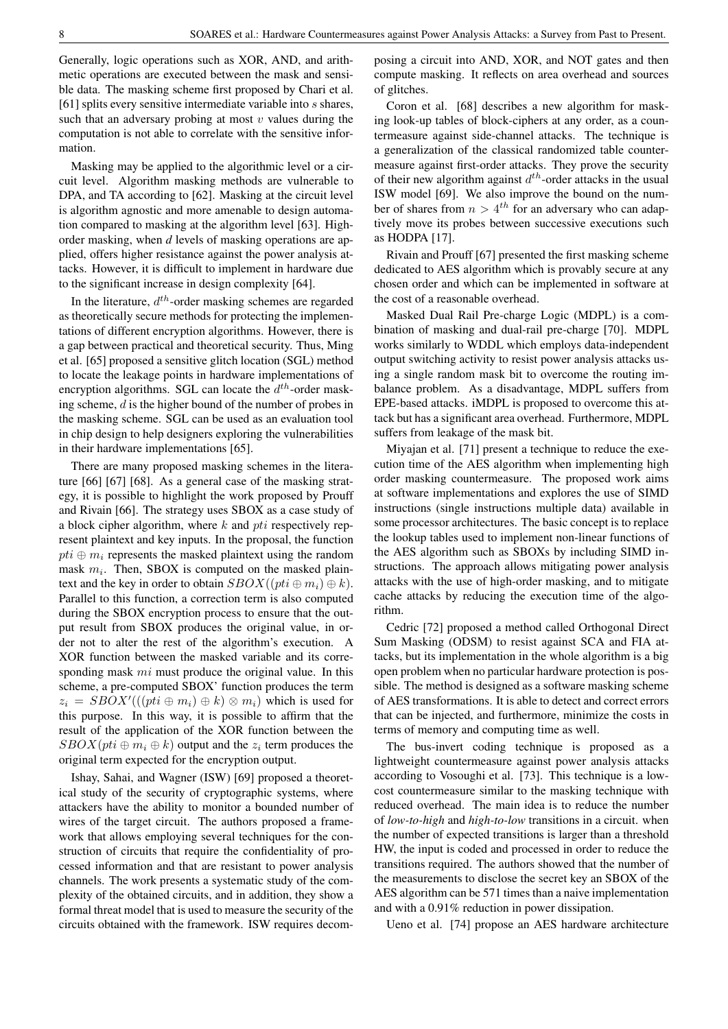Generally, logic operations such as XOR, AND, and arithmetic operations are executed between the mask and sensible data. The masking scheme first proposed by Chari et al. [61] splits every sensitive intermediate variable into $s$ shares, such that an adversary probing at most $v$ values during the computation is not able to correlate with the sensitive information.

Masking may be applied to the algorithmic level or a circuit level. Algorithm masking methods are vulnerable to DPA, and TA according to [62]. Masking at the circuit level is algorithm agnostic and more amenable to design automation compared to masking at the algorithm level [63]. High-order masking, when *d* levels of masking operations are applied, offers higher resistance against the power analysis attacks. However, it is difficult to implement in hardware due to the significant increase in design complexity [64].

In the literature, $d^{th}$-order masking schemes are regarded as theoretically secure methods for protecting the implementations of different encryption algorithms. However, there is a gap between practical and theoretical security. Thus, Ming et al. [65] proposed a sensitive glitch location (SGL) method to locate the leakage points in hardware implementations of encryption algorithms. SGL can locate the $d^{th}$-order masking scheme, $d$ is the higher bound of the number of probes in the masking scheme. SGL can be used as an evaluation tool in chip design to help designers exploring the vulnerabilities in their hardware implementations [65].

There are many proposed masking schemes in the literature [66] [67] [68]. As a general case of the masking strategy, it is possible to highlight the work proposed by Prouff and Rivain [66]. The strategy uses SBOX as a case study of a block cipher algorithm, where $k$ and $pti$ respectively represent plaintext and key inputs. In the proposal, the function $pti \oplus m_i$ represents the masked plaintext using the random mask $m_i$. Then, SBOX is computed on the masked plaintext and the key in order to obtain $SBOX((pti \oplus m_i) \oplus k)$. Parallel to this function, a correction term is also computed during the SBOX encryption process to ensure that the output result from SBOX produces the original value, in order not to alter the rest of the algorithm's execution. A XOR function between the masked variable and its corresponding mask $mi$ must produce the original value. In this scheme, a pre-computed SBOX' function produces the term $z_i = SBOX'(((pti \oplus m_i) \oplus k) \otimes m_i)$ which is used for this purpose. In this way, it is possible to affirm that the result of the application of the XOR function between the $SBOX(pti \oplus m_i \oplus k)$ output and the $z_i$ term produces the original term expected for the encryption output.

Ishay, Sahai, and Wagner (ISW) [69] proposed a theoretical study of the security of cryptographic systems, where attackers have the ability to monitor a bounded number of wires of the target circuit. The authors proposed a framework that allows employing several techniques for the construction of circuits that require the confidentiality of processed information and that are resistant to power analysis channels. The work presents a systematic study of the complexity of the obtained circuits, and in addition, they show a formal threat model that is used to measure the security of the circuits obtained with the framework. ISW requires decomposing a circuit into AND, XOR, and NOT gates and then compute masking. It reflects on area overhead and sources of glitches.

Coron et al. [68] describes a new algorithm for masking look-up tables of block-ciphers at any order, as a countermeasure against side-channel attacks. The technique is a generalization of the classical randomized table countermeasure against first-order attacks. They prove the security of their new algorithm against $d^{th}$-order attacks in the usual ISW model [69]. We also improve the bound on the number of shares from $n > 4^{th}$ for an adversary who can adaptively move its probes between successive executions such as HODPA [17].

Rivain and Prouff [67] presented the first masking scheme dedicated to AES algorithm which is provably secure at any chosen order and which can be implemented in software at the cost of a reasonable overhead.

Masked Dual Rail Pre-charge Logic (MDPL) is a combination of masking and dual-rail pre-charge [70]. MDPL works similarly to WDDL which employs data-independent output switching activity to resist power analysis attacks using a single random mask bit to overcome the routing imbalance problem. As a disadvantage, MDPL suffers from EPE-based attacks. iMDPL is proposed to overcome this attack but has a significant area overhead. Furthermore, MDPL suffers from leakage of the mask bit.

Miyajan et al. [71] present a technique to reduce the execution time of the AES algorithm when implementing high order masking countermeasure. The proposed work aims at software implementations and explores the use of SIMD instructions (single instructions multiple data) available in some processor architectures. The basic concept is to replace the lookup tables used to implement non-linear functions of the AES algorithm such as SBOXs by including SIMD instructions. The approach allows mitigating power analysis attacks with the use of high-order masking, and to mitigate cache attacks by reducing the execution time of the algorithm.

Cedric [72] proposed a method called Orthogonal Direct Sum Masking (ODSM) to resist against SCA and FIA attacks, but its implementation in the whole algorithm is a big open problem when no particular hardware protection is possible. The method is designed as a software masking scheme of AES transformations. It is able to detect and correct errors that can be injected, and furthermore, minimize the costs in terms of memory and computing time as well.

The bus-invert coding technique is proposed as a lightweight countermeasure against power analysis attacks according to Vosoughi et al. [73]. This technique is a low-cost countermeasure similar to the masking technique with reduced overhead. The main idea is to reduce the number of *low-to-high* and *high-to-low* transitions in a circuit. when the number of expected transitions is larger than a threshold HW, the input is coded and processed in order to reduce the transitions required. The authors showed that the number of the measurements to disclose the secret key an SBOX of the AES algorithm can be 571 times than a naive implementation and with a 0.91% reduction in power dissipation.

Ueno et al. [74] propose an AES hardware architecture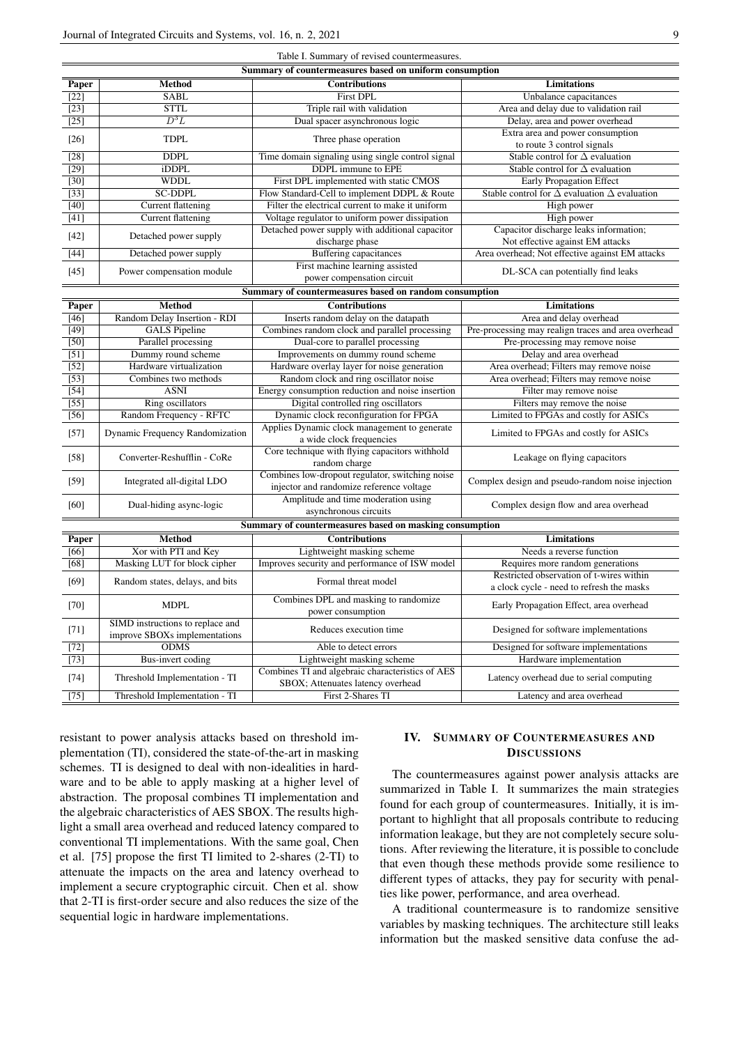Table I. Summary of revised countermeasures.

| Summary of countermeasures based on uniform consumption | | | |
|---|---|---|---|
| **Paper** | **Method** | **Contributions** | **Limitations** |
| [22] | SABL | First DPL | Unbalance capacitances |
| [23] | STTL | Triple rail with validation | Area and delay due to validation rail |
| [25] | $D^3L$ | Dual spacer asynchronous logic | Delay, area and power overhead |
| [26] | TDPL | Three phase operation | Extra area and power consumption to route 3 control signals |
| [28] | DDPL | Time domain signaling using single control signal | Stable control for $\Delta$ evaluation |
| [29] | iDDPL | DDPL immune to EPE | Stable control for $\Delta$ evaluation |
| [30] | WDDL | First DPL implemented with static CMOS | Early Propagation Effect |
| [33] | SC-DDPL | Flow Standard-Cell to implement DDPL & Route | Stable control for $\Delta$ evaluation $\Delta$ evaluation |
| [40] | Current flattening | Filter the electrical current to make it uniform | High power |
| [41] | Current flattening | Voltage regulator to uniform power dissipation | High power |
| [42] | Detached power supply | Detached power supply with additional capacitor discharge phase | Capacitor discharge leaks information; Not effective against EM attacks |
| [44] | Detached power supply | Buffering capacitances | Area overhead; Not effective against EM attacks |
| [45] | Power compensation module | First machine learning assisted power compensation circuit | DL-SCA can potentially find leaks |
| **Summary of countermeasures based on random consumption** | | | |
| **Paper** | **Method** | **Contributions** | **Limitations** |
| [46] | Random Delay Insertion - RDI | Inserts random delay on the datapath | Area and delay overhead |
| [49] | GALS Pipeline | Combines random clock and parallel processing | Pre-processing may realign traces and area overhead |
| [50] | Parallel processing | Dual-core to parallel processing | Pre-processing may remove noise |
| [51] | Dummy round scheme | Improvements on dummy round scheme | Delay and area overhead |
| [52] | Hardware virtualization | Hardware overlay layer for noise generation | Area overhead; Filters may remove noise |
| [53] | Combines two methods | Random clock and ring oscillator noise | Area overhead; Filters may remove noise |
| [54] | ASNI | Energy consumption reduction and noise insertion | Filter may remove noise |
| [55] | Ring oscillators | Digital controlled ring oscillators | Filters may remove the noise |
| [56] | Random Frequency - RFTC | Dynamic clock reconfiguration for FPGA | Limited to FPGAs and costly for ASICs |
| [57] | Dynamic Frequency Randomization | Applies Dynamic clock management to generate a wide clock frequencies | Limited to FPGAs and costly for ASICs |
| [58] | Converter-Reshufflin - CoRe | Core technique with flying capacitors withhold random charge | Leakage on flying capacitors |
| [59] | Integrated all-digital LDO | Combines low-dropout regulator, switching noise injector and randomize reference voltage | Complex design and pseudo-random noise injection |
| [60] | Dual-hiding async-logic | Amplitude and time moderation using asynchronous circuits | Complex design flow and area overhead |
| **Summary of countermeasures based on masking consumption** | | | |
| **Paper** | **Method** | **Contributions** | **Limitations** |
| [66] | Xor with PTI and Key | Lightweight masking scheme | Needs a reverse function |
| [68] | Masking LUT for block cipher | Improves security and performance of ISW model | Requires more random generations |
| [69] | Random states, delays, and bits | Formal threat model | Restricted observation of t-wires within a clock cycle - need to refresh the masks |
| [70] | MDPL | Combines DPL and masking to randomize power consumption | Early Propagation Effect, area overhead |
| [71] | SIMD instructions to replace and improve SBOXs implementations | Reduces execution time | Designed for software implementations |
| [72] | ODMS | Able to detect errors | Designed for software implementations |
| [73] | Bus-invert coding | Lightweight masking scheme | Hardware implementation |
| [74] | Threshold Implementation - TI | Combines TI and algebraic characteristics of AES SBOX; Attenuates latency overhead | Latency overhead due to serial computing |
| [75] | Threshold Implementation - TI | First 2-Shares TI | Latency and area overhead |

resistant to power analysis attacks based on threshold implementation (TI), considered the state-of-the-art in masking schemes. TI is designed to deal with non-idealities in hardware and to be able to apply masking at a higher level of abstraction. The proposal combines TI implementation and the algebraic characteristics of AES SBOX. The results highlight a small area overhead and reduced latency compared to conventional TI implementations. With the same goal, Chen et al. [75] propose the first TI limited to 2-shares (2-TI) to attenuate the impacts on the area and latency overhead to implement a secure cryptographic circuit. Chen et al. show that 2-TI is first-order secure and also reduces the size of the sequential logic in hardware implementations.

## IV. Summary of Countermeasures and Discussions

The countermeasures against power analysis attacks are summarized in Table I. It summarizes the main strategies found for each group of countermeasures. Initially, it is important to highlight that all proposals contribute to reducing information leakage, but they are not completely secure solutions. After reviewing the literature, it is possible to conclude that even though these methods provide some resilience to different types of attacks, they pay for security with penalties like power, performance, and area overhead.

A traditional countermeasure is to randomize sensitive variables by masking techniques. The architecture still leaks information but the masked sensitive data confuse the ad-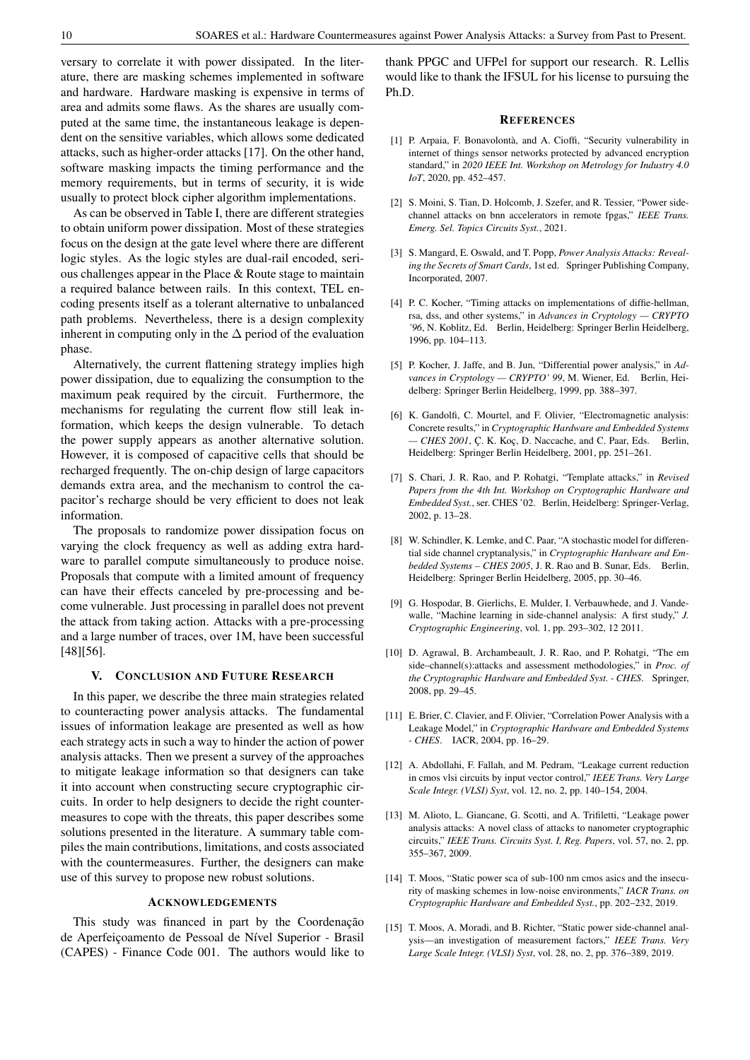versary to correlate it with power dissipated. In the literature, there are masking schemes implemented in software and hardware. Hardware masking is expensive in terms of area and admits some flaws. As the shares are usually computed at the same time, the instantaneous leakage is dependent on the sensitive variables, which allows some dedicated attacks, such as higher-order attacks [17]. On the other hand, software masking impacts the timing performance and the memory requirements, but in terms of security, it is wide usually to protect block cipher algorithm implementations.

As can be observed in Table I, there are different strategies to obtain uniform power dissipation. Most of these strategies focus on the design at the gate level where there are different logic styles. As the logic styles are dual-rail encoded, serious challenges appear in the Place & Route stage to maintain a required balance between rails. In this context, TEL encoding presents itself as a tolerant alternative to unbalanced path problems. Nevertheless, there is a design complexity inherent in computing only in the $\Delta$ period of the evaluation phase.

Alternatively, the current flattening strategy implies high power dissipation, due to equalizing the consumption to the maximum peak required by the circuit. Furthermore, the mechanisms for regulating the current flow still leak information, which keeps the design vulnerable. To detach the power supply appears as another alternative solution. However, it is composed of capacitive cells that should be recharged frequently. The on-chip design of large capacitors demands extra area, and the mechanism to control the capacitor's recharge should be very efficient to does not leak information.

The proposals to randomize power dissipation focus on varying the clock frequency as well as adding extra hardware to parallel compute simultaneously to produce noise. Proposals that compute with a limited amount of frequency can have their effects canceled by pre-processing and become vulnerable. Just processing in parallel does not prevent the attack from taking action. Attacks with a pre-processing and a large number of traces, over 1M, have been successful [48][56].

## V. CONCLUSION AND FUTURE RESEARCH

In this paper, we describe the three main strategies related to counteracting power analysis attacks. The fundamental issues of information leakage are presented as well as how each strategy acts in such a way to hinder the action of power analysis attacks. Then we present a survey of the approaches to mitigate leakage information so that designers can take it into account when constructing secure cryptographic circuits. In order to help designers to decide the right countermeasures to cope with the threats, this paper describes some solutions presented in the literature. A summary table compiles the main contributions, limitations, and costs associated with the countermeasures. Further, the designers can make use of this survey to propose new robust solutions.

## ACKNOWLEDGEMENTS

This study was financed in part by the Coordenação de Aperfeiçoamento de Pessoal de Nível Superior - Brasil (CAPES) - Finance Code 001. The authors would like to thank PPGC and UFPel for support our research. R. Lellis would like to thank the IFSUL for his license to pursuing the Ph.D.

## REFERENCES

[1] P. Arpaia, F. Bonavolontà, and A. Cioffi, "Security vulnerability in internet of things sensor networks protected by advanced encryption standard," in *2020 IEEE Int. Workshop on Metrology for Industry 4.0 IoT*, 2020, pp. 452–457.

[2] S. Moini, S. Tian, D. Holcomb, J. Szefer, and R. Tessier, "Power side-channel attacks on bnn accelerators in remote fpgas," *IEEE Trans. Emerg. Sel. Topics Circuits Syst.*, 2021.

[3] S. Mangard, E. Oswald, and T. Popp, *Power Analysis Attacks: Revealing the Secrets of Smart Cards*, 1st ed. Springer Publishing Company, Incorporated, 2007.

[4] P. C. Kocher, "Timing attacks on implementations of diffie-hellman, rsa, dss, and other systems," in *Advances in Cryptology — CRYPTO '96*, N. Koblitz, Ed. Berlin, Heidelberg: Springer Berlin Heidelberg, 1996, pp. 104–113.

[5] P. Kocher, J. Jaffe, and B. Jun, "Differential power analysis," in *Advances in Cryptology — CRYPTO' 99*, M. Wiener, Ed. Berlin, Heidelberg: Springer Berlin Heidelberg, 1999, pp. 388–397.

[6] K. Gandolfi, C. Mourtel, and F. Olivier, "Electromagnetic analysis: Concrete results," in *Cryptographic Hardware and Embedded Systems — CHES 2001*, Ç. K. Koç, D. Naccache, and C. Paar, Eds. Berlin, Heidelberg: Springer Berlin Heidelberg, 2001, pp. 251–261.

[7] S. Chari, J. R. Rao, and P. Rohatgi, "Template attacks," in *Revised Papers from the 4th Int. Workshop on Cryptographic Hardware and Embedded Syst.*, ser. CHES '02. Berlin, Heidelberg: Springer-Verlag, 2002, p. 13–28.

[8] W. Schindler, K. Lemke, and C. Paar, "A stochastic model for differential side channel cryptanalysis," in *Cryptographic Hardware and Embedded Systems – CHES 2005*, J. R. Rao and B. Sunar, Eds. Berlin, Heidelberg: Springer Berlin Heidelberg, 2005, pp. 30–46.

[9] G. Hospodar, B. Gierlichs, E. Mulder, I. Verbauwhede, and J. Vandewalle, "Machine learning in side-channel analysis: A first study," *J. Cryptographic Engineering*, vol. 1, pp. 293–302, 12 2011.

[10] D. Agrawal, B. Archambeault, J. R. Rao, and P. Rohatgi, "The em side–channel(s):attacks and assessment methodologies," in *Proc. of the Cryptographic Hardware and Embedded Syst. - CHES*. Springer, 2008, pp. 29–45.

[11] E. Brier, C. Clavier, and F. Olivier, "Correlation Power Analysis with a Leakage Model," in *Cryptographic Hardware and Embedded Systems - CHES*. IACR, 2004, pp. 16–29.

[12] A. Abdollahi, F. Fallah, and M. Pedram, "Leakage current reduction in cmos vlsi circuits by input vector control," *IEEE Trans. Very Large Scale Integr. (VLSI) Syst*, vol. 12, no. 2, pp. 140–154, 2004.

[13] M. Alioto, L. Giancane, G. Scotti, and A. Trifiletti, "Leakage power analysis attacks: A novel class of attacks to nanometer cryptographic circuits," *IEEE Trans. Circuits Syst. I, Reg. Papers*, vol. 57, no. 2, pp. 355–367, 2009.

[14] T. Moos, "Static power sca of sub-100 nm cmos asics and the insecurity of masking schemes in low-noise environments," *IACR Trans. on Cryptographic Hardware and Embedded Syst.*, pp. 202–232, 2019.

[15] T. Moos, A. Moradi, and B. Richter, "Static power side-channel analysis—an investigation of measurement factors," *IEEE Trans. Very Large Scale Integr. (VLSI) Syst*, vol. 28, no. 2, pp. 376–389, 2019.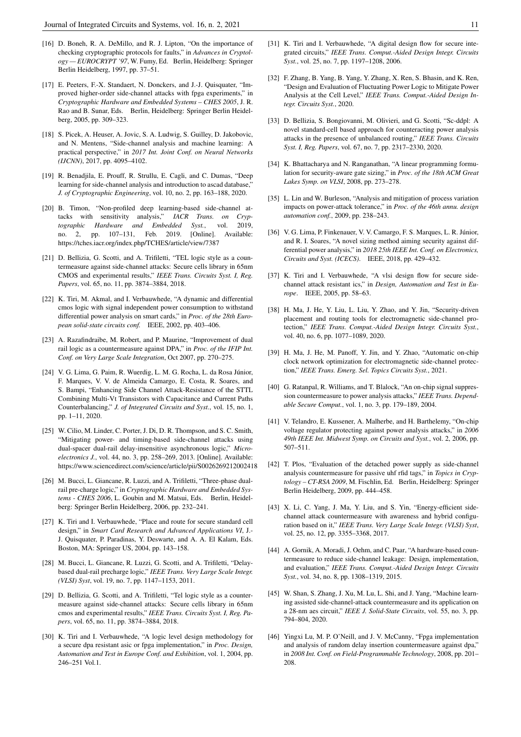[16] D. Boneh, R. A. DeMillo, and R. J. Lipton, "On the importance of checking cryptographic protocols for faults," in *Advances in Cryptology — EUROCRYPT '97*, W. Fumy, Ed. Berlin, Heidelberg: Springer Berlin Heidelberg, 1997, pp. 37–51.

[17] E. Peeters, F.-X. Standaert, N. Donckers, and J.-J. Quisquater, "Improved higher-order side-channel attacks with fpga experiments," in *Cryptographic Hardware and Embedded Systems – CHES 2005*, J. R. Rao and B. Sunar, Eds. Berlin, Heidelberg: Springer Berlin Heidelberg, 2005, pp. 309–323.

[18] S. Picek, A. Heuser, A. Jovic, S. A. Ludwig, S. Guilley, D. Jakobovic, and N. Mentens, "Side-channel analysis and machine learning: A practical perspective," in *2017 Int. Joint Conf. on Neural Networks (IJCNN)*, 2017, pp. 4095–4102.

[19] R. Benadjila, E. Prouff, R. Strullu, E. Cagli, and C. Dumas, "Deep learning for side-channel analysis and introduction to ascad database," *J. of Cryptographic Engineering*, vol. 10, no. 2, pp. 163–188, 2020.

[20] B. Timon, "Non-profiled deep learning-based side-channel attacks with sensitivity analysis," *IACR Trans. on Cryptographic Hardware and Embedded Syst.*, vol. 2019, no. 2, pp. 107–131, Feb. 2019. [Online]. Available: https://tches.iacr.org/index.php/TCHES/article/view/7387

[21] D. Bellizia, G. Scotti, and A. Trifiletti, "TEL logic style as a countermeasure against side-channel attacks: Secure cells library in 65nm CMOS and experimental results," *IEEE Trans. Circuits Syst. I, Reg. Papers*, vol. 65, no. 11, pp. 3874–3884, 2018.

[22] K. Tiri, M. Akmal, and I. Verbauwhede, "A dynamic and differential cmos logic with signal independent power consumption to withstand differential power analysis on smart cards," in *Proc. of the 28th European solid-state circuits conf.* IEEE, 2002, pp. 403–406.

[23] A. Razafindraibe, M. Robert, and P. Maurine, "Improvement of dual rail logic as a countermeasure against DPA," in *Proc. of the IFIP Int. Conf. on Very Large Scale Integration*, Oct 2007, pp. 270–275.

[24] V. G. Lima, G. Paim, R. Wuerdig, L. M. G. Rocha, L. da Rosa Júnior, F. Marques, V. V. de Almeida Camargo, E. Costa, R. Soares, and S. Bampi, "Enhancing Side Channel Attack-Resistance of the STTL Combining Multi-Vt Transistors with Capacitance and Current Paths Counterbalancing," *J. of Integrated Circuits and Syst.*, vol. 15, no. 1, pp. 1–11, 2020.

[25] W. Cilio, M. Linder, C. Porter, J. Di, D. R. Thompson, and S. C. Smith, "Mitigating power- and timing-based side-channel attacks using dual-spacer dual-rail delay-insensitive asynchronous logic," *Microelectronics J.*, vol. 44, no. 3, pp. 258–269, 2013. [Online]. Available: https://www.sciencedirect.com/science/article/pii/S0026269212002418

[26] M. Bucci, L. Giancane, R. Luzzi, and A. Trifiletti, "Three-phase dual-rail pre-charge logic," in *Cryptographic Hardware and Embedded Systems - CHES 2006*, L. Goubin and M. Matsui, Eds. Berlin, Heidelberg: Springer Berlin Heidelberg, 2006, pp. 232–241.

[27] K. Tiri and I. Verbauwhede, "Place and route for secure standard cell design," in *Smart Card Research and Advanced Applications VI*, J.-J. Quisquater, P. Paradinas, Y. Deswarte, and A. A. El Kalam, Eds. Boston, MA: Springer US, 2004, pp. 143–158.

[28] M. Bucci, L. Giancane, R. Luzzi, G. Scotti, and A. Trifiletti, "Delay-based dual-rail precharge logic," *IEEE Trans. Very Large Scale Integr. (VLSI) Syst*, vol. 19, no. 7, pp. 1147–1153, 2011.

[29] D. Bellizia, G. Scotti, and A. Trifiletti, "Tel logic style as a countermeasure against side-channel attacks: Secure cells library in 65nm cmos and experimental results," *IEEE Trans. Circuits Syst. I, Reg. Papers*, vol. 65, no. 11, pp. 3874–3884, 2018.

[30] K. Tiri and I. Verbauwhede, "A logic level design methodology for a secure dpa resistant asic or fpga implementation," in *Proc. Design, Automation and Test in Europe Conf. and Exhibition*, vol. 1, 2004, pp. 246–251 Vol.1.

[31] K. Tiri and I. Verbauwhede, "A digital design flow for secure integrated circuits," *IEEE Trans. Comput.-Aided Design Integr. Circuits Syst.*, vol. 25, no. 7, pp. 1197–1208, 2006.

[32] F. Zhang, B. Yang, B. Yang, Y. Zhang, X. Ren, S. Bhasin, and K. Ren, "Design and Evaluation of Fluctuating Power Logic to Mitigate Power Analysis at the Cell Level," *IEEE Trans. Comput.-Aided Design Integr. Circuits Syst.*, 2020.

[33] D. Bellizia, S. Bongiovanni, M. Olivieri, and G. Scotti, "Sc-ddpl: A novel standard-cell based approach for counteracting power analysis attacks in the presence of unbalanced routing," *IEEE Trans. Circuits Syst. I, Reg. Papers*, vol. 67, no. 7, pp. 2317–2330, 2020.

[34] K. Bhattacharya and N. Ranganathan, "A linear programming formulation for security-aware gate sizing," in *Proc. of the 18th ACM Great Lakes Symp. on VLSI*, 2008, pp. 273–278.

[35] L. Lin and W. Burleson, "Analysis and mitigation of process variation impacts on power-attack tolerance," in *Proc. of the 46th annu. design automation conf.*, 2009, pp. 238–243.

[36] V. G. Lima, P. Finkenauer, V. V. Camargo, F. S. Marques, L. R. Júnior, and R. I. Soares, "A novel sizing method aiming security against differential power analysis," in *2018 25th IEEE Int. Conf. on Electronics, Circuits and Syst. (ICECS)*. IEEE, 2018, pp. 429–432.

[37] K. Tiri and I. Verbauwhede, "A vlsi design flow for secure side-channel attack resistant ics," in *Design, Automation and Test in Europe*. IEEE, 2005, pp. 58–63.

[38] H. Ma, J. He, Y. Liu, L. Liu, Y. Zhao, and Y. Jin, "Security-driven placement and routing tools for electromagnetic side-channel protection," *IEEE Trans. Comput.-Aided Design Integr. Circuits Syst.*, vol. 40, no. 6, pp. 1077–1089, 2020.

[39] H. Ma, J. He, M. Panoff, Y. Jin, and Y. Zhao, "Automatic on-chip clock network optimization for electromagnetic side-channel protection," *IEEE Trans. Emerg. Sel. Topics Circuits Syst.*, 2021.

[40] G. Ratanpal, R. Williams, and T. Blalock, "An on-chip signal suppression countermeasure to power analysis attacks," *IEEE Trans. Dependable Secure Comput.*, vol. 1, no. 3, pp. 179–189, 2004.

[41] V. Telandro, E. Kussener, A. Malherbe, and H. Barthelemy, "On-chip voltage regulator protecting against power analysis attacks," in *2006 49th IEEE Int. Midwest Symp. on Circuits and Syst.*, vol. 2, 2006, pp. 507–511.

[42] T. Plos, "Evaluation of the detached power supply as side-channel analysis countermeasure for passive uhf rfid tags," in *Topics in Cryptology – CT-RSA 2009*, M. Fischlin, Ed. Berlin, Heidelberg: Springer Berlin Heidelberg, 2009, pp. 444–458.

[43] X. Li, C. Yang, J. Ma, Y. Liu, and S. Yin, "Energy-efficient side-channel attack countermeasure with awareness and hybrid configuration based on it," *IEEE Trans. Very Large Scale Integr. (VLSI) Syst*, vol. 25, no. 12, pp. 3355–3368, 2017.

[44] A. Gornik, A. Moradi, J. Oehm, and C. Paar, "A hardware-based countermeasure to reduce side-channel leakage: Design, implementation, and evaluation," *IEEE Trans. Comput.-Aided Design Integr. Circuits Syst.*, vol. 34, no. 8, pp. 1308–1319, 2015.

[45] W. Shan, S. Zhang, J. Xu, M. Lu, L. Shi, and J. Yang, "Machine learning assisted side-channel-attack countermeasure and its application on a 28-nm aes circuit," *IEEE J. Solid-State Circuits*, vol. 55, no. 3, pp. 794–804, 2020.

[46] Yingxi Lu, M. P. O'Neill, and J. V. McCanny, "Fpga implementation and analysis of random delay insertion countermeasure against dpa," in *2008 Int. Conf. on Field-Programmable Technology*, 2008, pp. 201–208.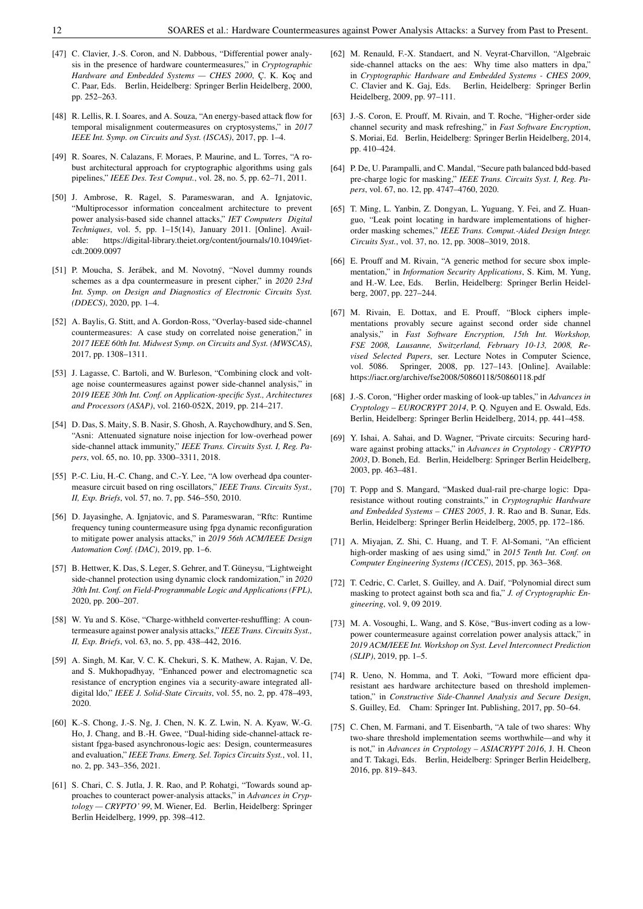[47] C. Clavier, J.-S. Coron, and N. Dabbous, "Differential power analysis in the presence of hardware countermeasures," in *Cryptographic Hardware and Embedded Systems — CHES 2000*, Ç. K. Koç and C. Paar, Eds. Berlin, Heidelberg: Springer Berlin Heidelberg, 2000, pp. 252–263.

[48] R. Lellis, R. I. Soares, and A. Souza, "An energy-based attack flow for temporal misalignment coutermeasures on cryptosystems," in *2017 IEEE Int. Symp. on Circuits and Syst. (ISCAS)*, 2017, pp. 1–4.

[49] R. Soares, N. Calazans, F. Moraes, P. Maurine, and L. Torres, "A robust architectural approach for cryptographic algorithms using gals pipelines," *IEEE Des. Test Comput.*, vol. 28, no. 5, pp. 62–71, 2011.

[50] J. Ambrose, R. Ragel, S. Parameswaran, and A. Ignjatovic, "Multiprocessor information concealment architecture to prevent power analysis-based side channel attacks," *IET Computers Digital Techniques*, vol. 5, pp. 1–15(14), January 2011. [Online]. Available: https://digital-library.theiet.org/content/journals/10.1049/iet-cdt.2009.0097

[51] P. Moucha, S. Jerábek, and M. Novotný, "Novel dummy rounds schemes as a dpa countermeasure in present cipher," in *2020 23rd Int. Symp. on Design and Diagnostics of Electronic Circuits Syst. (DDECS)*, 2020, pp. 1–4.

[52] A. Baylis, G. Stitt, and A. Gordon-Ross, "Overlay-based side-channel countermeasures: A case study on correlated noise generation," in *2017 IEEE 60th Int. Midwest Symp. on Circuits and Syst. (MWSCAS)*, 2017, pp. 1308–1311.

[53] J. Lagasse, C. Bartoli, and W. Burleson, "Combining clock and voltage noise countermeasures against power side-channel analysis," in *2019 IEEE 30th Int. Conf. on Application-specific Syst., Architectures and Processors (ASAP)*, vol. 2160-052X, 2019, pp. 214–217.

[54] D. Das, S. Maity, S. B. Nasir, S. Ghosh, A. Raychowdhury, and S. Sen, "Asni: Attenuated signature noise injection for low-overhead power side-channel attack immunity," *IEEE Trans. Circuits Syst. I, Reg. Papers*, vol. 65, no. 10, pp. 3300–3311, 2018.

[55] P.-C. Liu, H.-C. Chang, and C.-Y. Lee, "A low overhead dpa countermeasure circuit based on ring oscillators," *IEEE Trans. Circuits Syst., II, Exp. Briefs*, vol. 57, no. 7, pp. 546–550, 2010.

[56] D. Jayasinghe, A. Ignjatovic, and S. Parameswaran, "Rftc: Runtime frequency tuning countermeasure using fpga dynamic reconfiguration to mitigate power analysis attacks," in *2019 56th ACM/IEEE Design Automation Conf. (DAC)*, 2019, pp. 1–6.

[57] B. Hettwer, K. Das, S. Leger, S. Gehrer, and T. Güneysu, "Lightweight side-channel protection using dynamic clock randomization," in *2020 30th Int. Conf. on Field-Programmable Logic and Applications (FPL)*, 2020, pp. 200–207.

[58] W. Yu and S. Köse, "Charge-withheld converter-reshuffling: A countermeasure against power analysis attacks," *IEEE Trans. Circuits Syst., II, Exp. Briefs*, vol. 63, no. 5, pp. 438–442, 2016.

[59] A. Singh, M. Kar, V. C. K. Chekuri, S. K. Mathew, A. Rajan, V. De, and S. Mukhopadhyay, "Enhanced power and electromagnetic sca resistance of encryption engines via a security-aware integrated all-digital ldo," *IEEE J. Solid-State Circuits*, vol. 55, no. 2, pp. 478–493, 2020.

[60] K.-S. Chong, J.-S. Ng, J. Chen, N. K. Z. Lwin, N. A. Kyaw, W.-G. Ho, J. Chang, and B.-H. Gwee, "Dual-hiding side-channel-attack resistant fpga-based asynchronous-logic aes: Design, countermeasures and evaluation," *IEEE Trans. Emerg. Sel. Topics Circuits Syst.*, vol. 11, no. 2, pp. 343–356, 2021.

[61] S. Chari, C. S. Jutla, J. R. Rao, and P. Rohatgi, "Towards sound approaches to counteract power-analysis attacks," in *Advances in Cryptology — CRYPTO' 99*, M. Wiener, Ed. Berlin, Heidelberg: Springer Berlin Heidelberg, 1999, pp. 398–412.

[62] M. Renauld, F.-X. Standaert, and N. Veyrat-Charvillon, "Algebraic side-channel attacks on the aes: Why time also matters in dpa," in *Cryptographic Hardware and Embedded Systems - CHES 2009*, C. Clavier and K. Gaj, Eds. Berlin, Heidelberg: Springer Berlin Heidelberg, 2009, pp. 97–111.

[63] J.-S. Coron, E. Prouff, M. Rivain, and T. Roche, "Higher-order side channel security and mask refreshing," in *Fast Software Encryption*, S. Moriai, Ed. Berlin, Heidelberg: Springer Berlin Heidelberg, 2014, pp. 410–424.

[64] P. De, U. Parampalli, and C. Mandal, "Secure path balanced bdd-based pre-charge logic for masking," *IEEE Trans. Circuits Syst. I, Reg. Papers*, vol. 67, no. 12, pp. 4747–4760, 2020.

[65] T. Ming, L. Yanbin, Z. Dongyan, L. Yuguang, Y. Fei, and Z. Huanguo, "Leak point locating in hardware implementations of higher-order masking schemes," *IEEE Trans. Comput.-Aided Design Integr. Circuits Syst.*, vol. 37, no. 12, pp. 3008–3019, 2018.

[66] E. Prouff and M. Rivain, "A generic method for secure sbox implementation," in *Information Security Applications*, S. Kim, M. Yung, and H.-W. Lee, Eds. Berlin, Heidelberg: Springer Berlin Heidelberg, 2007, pp. 227–244.

[67] M. Rivain, E. Dottax, and E. Prouff, "Block ciphers implementations provably secure against second order side channel analysis," in *Fast Software Encryption, 15th Int. Workshop, FSE 2008, Lausanne, Switzerland, February 10-13, 2008, Revised Selected Papers*, ser. Lecture Notes in Computer Science, vol. 5086. Springer, 2008, pp. 127–143. [Online]. Available: https://iacr.org/archive/fse2008/50860118/50860118.pdf

[68] J.-S. Coron, "Higher order masking of look-up tables," in *Advances in Cryptology – EUROCRYPT 2014*, P. Q. Nguyen and E. Oswald, Eds. Berlin, Heidelberg: Springer Berlin Heidelberg, 2014, pp. 441–458.

[69] Y. Ishai, A. Sahai, and D. Wagner, "Private circuits: Securing hardware against probing attacks," in *Advances in Cryptology - CRYPTO 2003*, D. Boneh, Ed. Berlin, Heidelberg: Springer Berlin Heidelberg, 2003, pp. 463–481.

[70] T. Popp and S. Mangard, "Masked dual-rail pre-charge logic: Dpa-resistance without routing constraints," in *Cryptographic Hardware and Embedded Systems – CHES 2005*, J. R. Rao and B. Sunar, Eds. Berlin, Heidelberg: Springer Berlin Heidelberg, 2005, pp. 172–186.

[71] A. Miyajan, Z. Shi, C. Huang, and T. F. Al-Somani, "An efficient high-order masking of aes using simd," in *2015 Tenth Int. Conf. on Computer Engineering Systems (ICCES)*, 2015, pp. 363–368.

[72] T. Cedric, C. Carlet, S. Guilley, and A. Daif, "Polynomial direct sum masking to protect against both sca and fia," *J. of Cryptographic Engineering*, vol. 9, 09 2019.

[73] M. A. Vosoughi, L. Wang, and S. Köse, "Bus-invert coding as a low-power countermeasure against correlation power analysis attack," in *2019 ACM/IEEE Int. Workshop on Syst. Level Interconnect Prediction (SLIP)*, 2019, pp. 1–5.

[74] R. Ueno, N. Homma, and T. Aoki, "Toward more efficient dpa-resistant aes hardware architecture based on threshold implementation," in *Constructive Side-Channel Analysis and Secure Design*, S. Guilley, Ed. Cham: Springer Int. Publishing, 2017, pp. 50–64.

[75] C. Chen, M. Farmani, and T. Eisenbarth, "A tale of two shares: Why two-share threshold implementation seems worthwhile—and why it is not," in *Advances in Cryptology – ASIACRYPT 2016*, J. H. Cheon and T. Takagi, Eds. Berlin, Heidelberg: Springer Berlin Heidelberg, 2016, pp. 819–843.